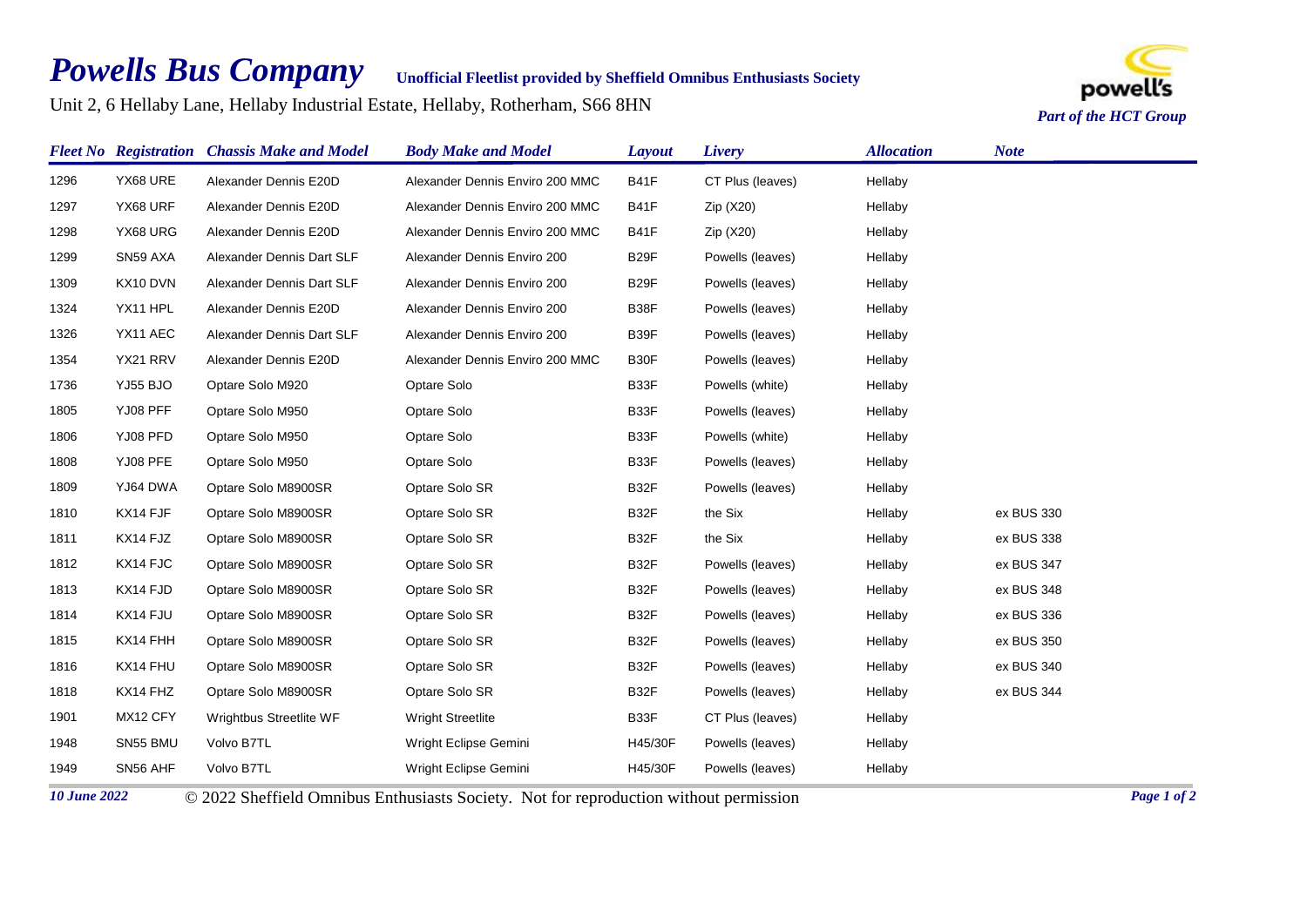# *Powells Bus Company*

**Unofficial Fleetlist provided by Sheffield Omnibus Enthusiasts Society**

Unit 2, 6 Hellaby Lane, Hellaby Industrial Estate, Hellaby, Rotherham, S66 8HN

*Part of the HCT Group*

| *Fleet No* | *Registration* | *Chassis Make and Model* | *Body Make and Model* | *Layout* | *Livery* | *Allocation* | *Note* |
|---|---|---|---|---|---|---|---|
| 1296 | YX68 URE | Alexander Dennis E20D | Alexander Dennis Enviro 200 MMC | B41F | CT Plus (leaves) | Hellaby | |
| 1297 | YX68 URF | Alexander Dennis E20D | Alexander Dennis Enviro 200 MMC | B41F | Zip (X20) | Hellaby | |
| 1298 | YX68 URG | Alexander Dennis E20D | Alexander Dennis Enviro 200 MMC | B41F | Zip (X20) | Hellaby | |
| 1299 | SN59 AXA | Alexander Dennis Dart SLF | Alexander Dennis Enviro 200 | B29F | Powells (leaves) | Hellaby | |
| 1309 | KX10 DVN | Alexander Dennis Dart SLF | Alexander Dennis Enviro 200 | B29F | Powells (leaves) | Hellaby | |
| 1324 | YX11 HPL | Alexander Dennis E20D | Alexander Dennis Enviro 200 | B38F | Powells (leaves) | Hellaby | |
| 1326 | YX11 AEC | Alexander Dennis Dart SLF | Alexander Dennis Enviro 200 | B39F | Powells (leaves) | Hellaby | |
| 1354 | YX21 RRV | Alexander Dennis E20D | Alexander Dennis Enviro 200 MMC | B30F | Powells (leaves) | Hellaby | |
| 1736 | YJ55 BJO | Optare Solo M920 | Optare Solo | B33F | Powells (white) | Hellaby | |
| 1805 | YJ08 PFF | Optare Solo M950 | Optare Solo | B33F | Powells (leaves) | Hellaby | |
| 1806 | YJ08 PFD | Optare Solo M950 | Optare Solo | B33F | Powells (white) | Hellaby | |
| 1808 | YJ08 PFE | Optare Solo M950 | Optare Solo | B33F | Powells (leaves) | Hellaby | |
| 1809 | YJ64 DWA | Optare Solo M8900SR | Optare Solo SR | B32F | Powells (leaves) | Hellaby | |
| 1810 | KX14 FJF | Optare Solo M8900SR | Optare Solo SR | B32F | the Six | Hellaby | ex BUS 330 |
| 1811 | KX14 FJZ | Optare Solo M8900SR | Optare Solo SR | B32F | the Six | Hellaby | ex BUS 338 |
| 1812 | KX14 FJC | Optare Solo M8900SR | Optare Solo SR | B32F | Powells (leaves) | Hellaby | ex BUS 347 |
| 1813 | KX14 FJD | Optare Solo M8900SR | Optare Solo SR | B32F | Powells (leaves) | Hellaby | ex BUS 348 |
| 1814 | KX14 FJU | Optare Solo M8900SR | Optare Solo SR | B32F | Powells (leaves) | Hellaby | ex BUS 336 |
| 1815 | KX14 FHH | Optare Solo M8900SR | Optare Solo SR | B32F | Powells (leaves) | Hellaby | ex BUS 350 |
| 1816 | KX14 FHU | Optare Solo M8900SR | Optare Solo SR | B32F | Powells (leaves) | Hellaby | ex BUS 340 |
| 1818 | KX14 FHZ | Optare Solo M8900SR | Optare Solo SR | B32F | Powells (leaves) | Hellaby | ex BUS 344 |
| 1901 | MX12 CFY | Wrightbus Streetlite WF | Wright Streetlite | B33F | CT Plus (leaves) | Hellaby | |
| 1948 | SN55 BMU | Volvo B7TL | Wright Eclipse Gemini | H45/30F | Powells (leaves) | Hellaby | |
| 1949 | SN56 AHF | Volvo B7TL | Wright Eclipse Gemini | H45/30F | Powells (leaves) | Hellaby | |

*10 June 2022* © 2022 Sheffield Omnibus Enthusiasts Society. Not for reproduction without permission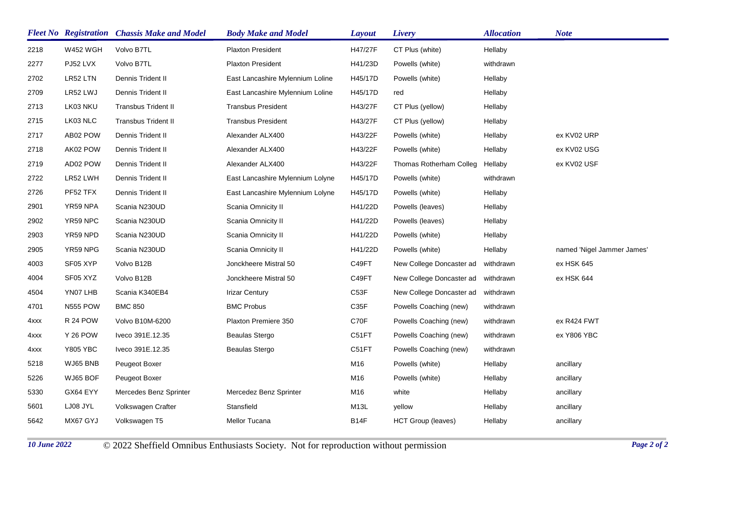| Fleet No | Registration | Chassis Make and Model | Body Make and Model | Layout | Livery | Allocation | Note |
|---|---|---|---|---|---|---|---|
| 2218 | W452 WGH | Volvo B7TL | Plaxton President | H47/27F | CT Plus (white) | Hellaby | |
| 2277 | PJ52 LVX | Volvo B7TL | Plaxton President | H41/23D | Powells (white) | withdrawn | |
| 2702 | LR52 LTN | Dennis Trident II | East Lancashire Mylennium Loline | H45/17D | Powells (white) | Hellaby | |
| 2709 | LR52 LWJ | Dennis Trident II | East Lancashire Mylennium Loline | H45/17D | red | Hellaby | |
| 2713 | LK03 NKU | Transbus Trident II | Transbus President | H43/27F | CT Plus (yellow) | Hellaby | |
| 2715 | LK03 NLC | Transbus Trident II | Transbus President | H43/27F | CT Plus (yellow) | Hellaby | |
| 2717 | AB02 POW | Dennis Trident II | Alexander ALX400 | H43/22F | Powells (white) | Hellaby | ex KV02 URP |
| 2718 | AK02 POW | Dennis Trident II | Alexander ALX400 | H43/22F | Powells (white) | Hellaby | ex KV02 USG |
| 2719 | AD02 POW | Dennis Trident II | Alexander ALX400 | H43/22F | Thomas Rotherham Colleg | Hellaby | ex KV02 USF |
| 2722 | LR52 LWH | Dennis Trident II | East Lancashire Mylennium Lolyne | H45/17D | Powells (white) | withdrawn | |
| 2726 | PF52 TFX | Dennis Trident II | East Lancashire Mylennium Lolyne | H45/17D | Powells (white) | Hellaby | |
| 2901 | YR59 NPA | Scania N230UD | Scania Omnicity II | H41/22D | Powells (leaves) | Hellaby | |
| 2902 | YR59 NPC | Scania N230UD | Scania Omnicity II | H41/22D | Powells (leaves) | Hellaby | |
| 2903 | YR59 NPD | Scania N230UD | Scania Omnicity II | H41/22D | Powells (white) | Hellaby | |
| 2905 | YR59 NPG | Scania N230UD | Scania Omnicity II | H41/22D | Powells (white) | Hellaby | named 'Nigel Jammer James' |
| 4003 | SF05 XYP | Volvo B12B | Jonckheere Mistral 50 | C49FT | New College Doncaster ad | withdrawn | ex HSK 645 |
| 4004 | SF05 XYZ | Volvo B12B | Jonckheere Mistral 50 | C49FT | New College Doncaster ad | withdrawn | ex HSK 644 |
| 4504 | YN07 LHB | Scania K340EB4 | Irizar Century | C53F | New College Doncaster ad | withdrawn | |
| 4701 | N555 POW | BMC 850 | BMC Probus | C35F | Powells Coaching (new) | withdrawn | |
| 4xxx | R 24 POW | Volvo B10M-6200 | Plaxton Premiere 350 | C70F | Powells Coaching (new) | withdrawn | ex R424 FWT |
| 4xxx | Y 26 POW | Iveco 391E.12.35 | Beaulas Stergo | C51FT | Powells Coaching (new) | withdrawn | ex Y806 YBC |
| 4xxx | Y805 YBC | Iveco 391E.12.35 | Beaulas Stergo | C51FT | Powells Coaching (new) | withdrawn | |
| 5218 | WJ65 BNB | Peugeot Boxer | | M16 | Powells (white) | Hellaby | ancillary |
| 5226 | WJ65 BOF | Peugeot Boxer | | M16 | Powells (white) | Hellaby | ancillary |
| 5330 | GX64 EYY | Mercedes Benz Sprinter | Mercedez Benz Sprinter | M16 | white | Hellaby | ancillary |
| 5601 | LJ08 JYL | Volkswagen Crafter | Stansfield | M13L | yellow | Hellaby | ancillary |
| 5642 | MX67 GYJ | Volkswagen T5 | Mellor Tucana | B14F | HCT Group (leaves) | Hellaby | ancillary |

*10 June 2022* © 2022 Sheffield Omnibus Enthusiasts Society. Not for reproduction without permission